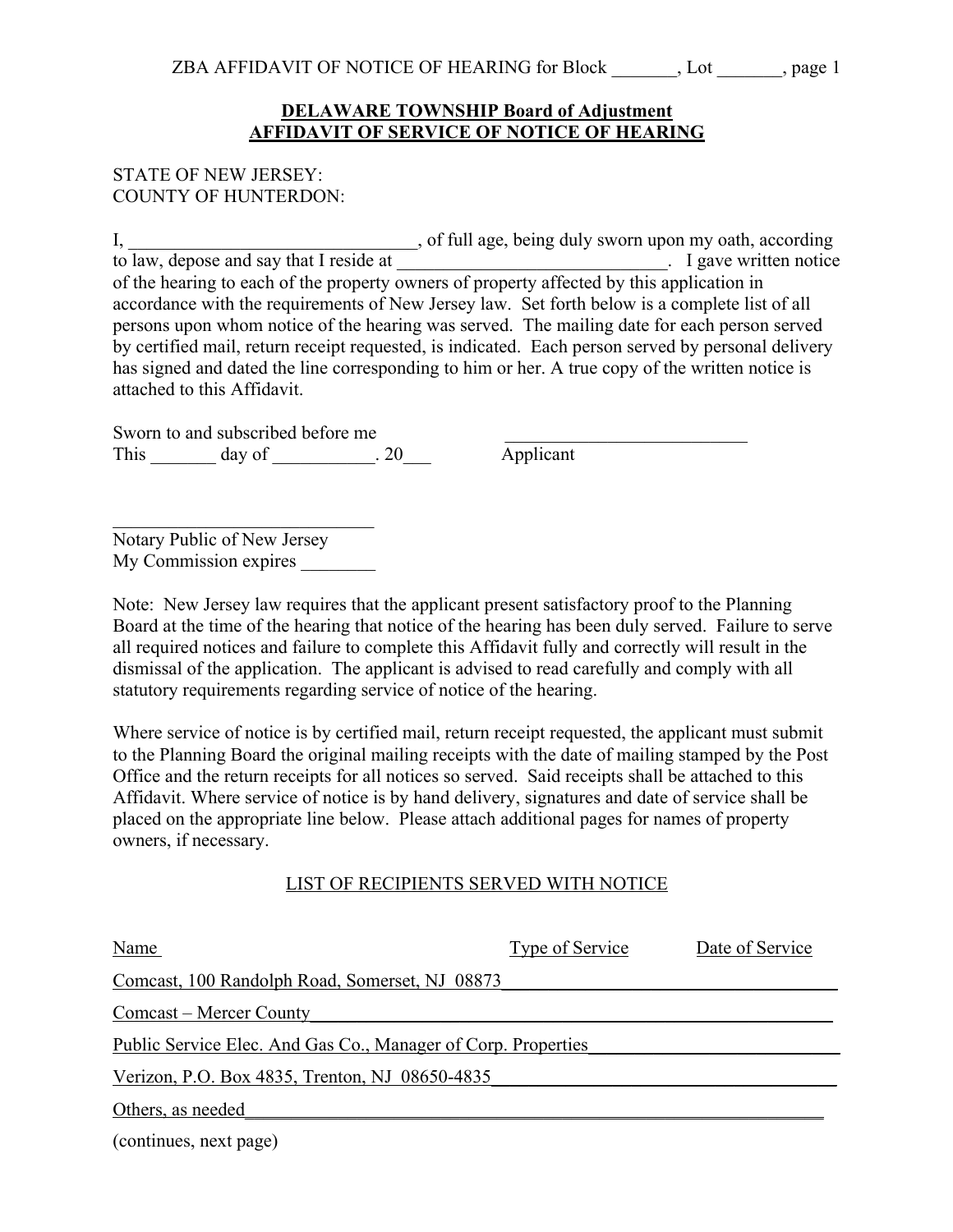ZBA AFFIDAVIT OF NOTICE OF HEARING for Block _______, Lot _______, page 1

## DELAWARE TOWNSHIP Board of Adjustment
## AFFIDAVIT OF SERVICE OF NOTICE OF HEARING

STATE OF NEW JERSEY:
COUNTY OF HUNTERDON:

I, _______________________________, of full age, being duly sworn upon my oath, according to law, depose and say that I reside at ______________________________. I gave written notice of the hearing to each of the property owners of property affected by this application in accordance with the requirements of New Jersey law. Set forth below is a complete list of all persons upon whom notice of the hearing was served. The mailing date for each person served by certified mail, return receipt requested, is indicated. Each person served by personal delivery has signed and dated the line corresponding to him or her. A true copy of the written notice is attached to this Affidavit.

Sworn to and subscribed before me
This _______ day of ___________. 20___

___________________________
Applicant

_____________________________
Notary Public of New Jersey
My Commission expires ________

Note: New Jersey law requires that the applicant present satisfactory proof to the Planning Board at the time of the hearing that notice of the hearing has been duly served. Failure to serve all required notices and failure to complete this Affidavit fully and correctly will result in the dismissal of the application. The applicant is advised to read carefully and comply with all statutory requirements regarding service of notice of the hearing.

Where service of notice is by certified mail, return receipt requested, the applicant must submit to the Planning Board the original mailing receipts with the date of mailing stamped by the Post Office and the return receipts for all notices so served. Said receipts shall be attached to this Affidavit. Where service of notice is by hand delivery, signatures and date of service shall be placed on the appropriate line below. Please attach additional pages for names of property owners, if necessary.

### LIST OF RECIPIENTS SERVED WITH NOTICE

| Name | Type of Service | Date of Service |
| --- | --- | --- |
| Comcast, 100 Randolph Road, Somerset, NJ 08873 | | |
| Comcast – Mercer County | | |
| Public Service Elec. And Gas Co., Manager of Corp. Properties | | |
| Verizon, P.O. Box 4835, Trenton, NJ 08650-4835 | | |
| Others, as needed | | |

(continues, next page)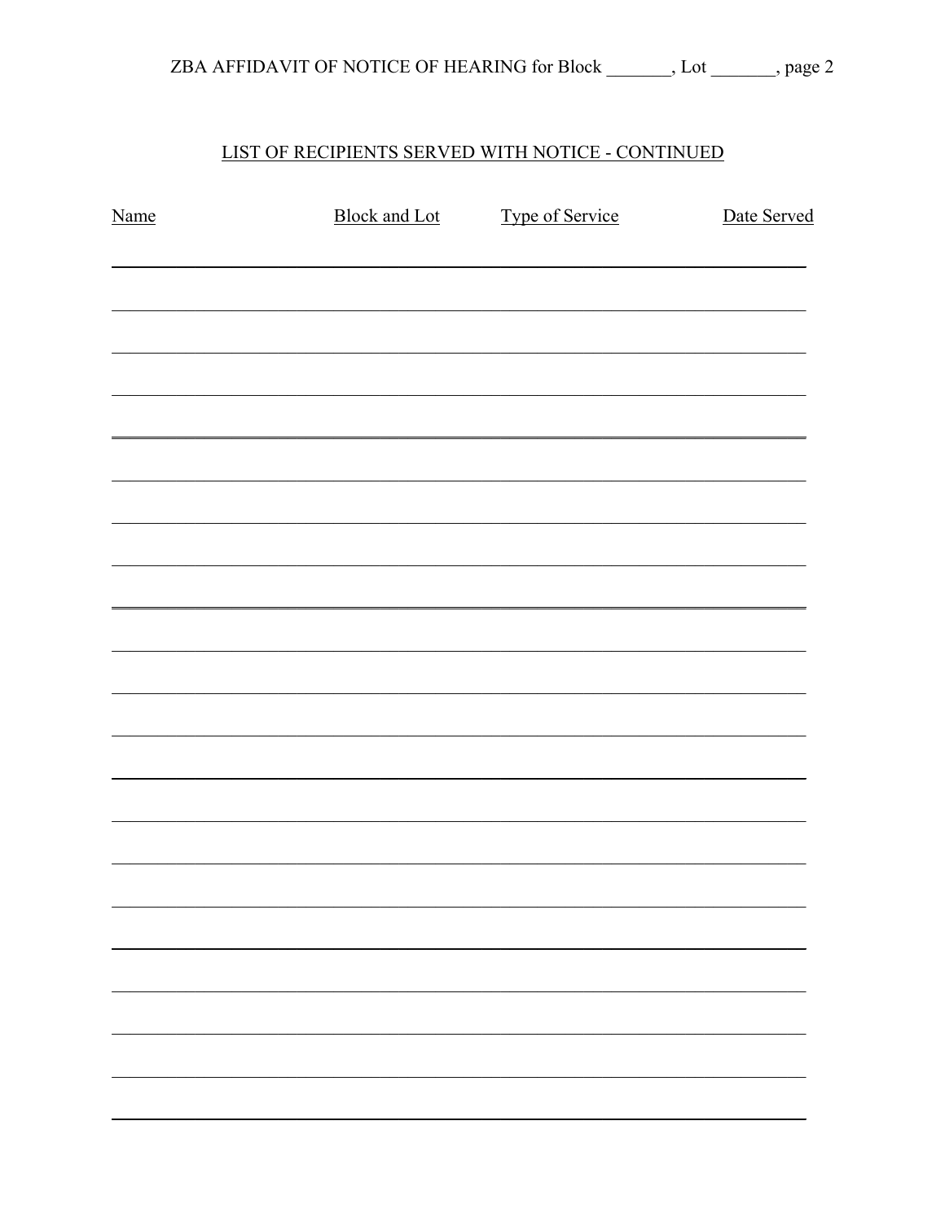ZBA AFFIDAVIT OF NOTICE OF HEARING for Block _______, Lot _______, page 2

## LIST OF RECIPIENTS SERVED WITH NOTICE - CONTINUED

| Name | Block and Lot | Type of Service | Date Served |
|---|---|---|---|
| | | | |
| | | | |
| | | | |
| | | | |
| | | | |
| | | | |
| | | | |
| | | | |
| | | | |
| | | | |
| | | | |
| | | | |
| | | | |
| | | | |
| | | | |
| | | | |
| | | | |
| | | | |
| | | | |
| | | | |
| | | | |